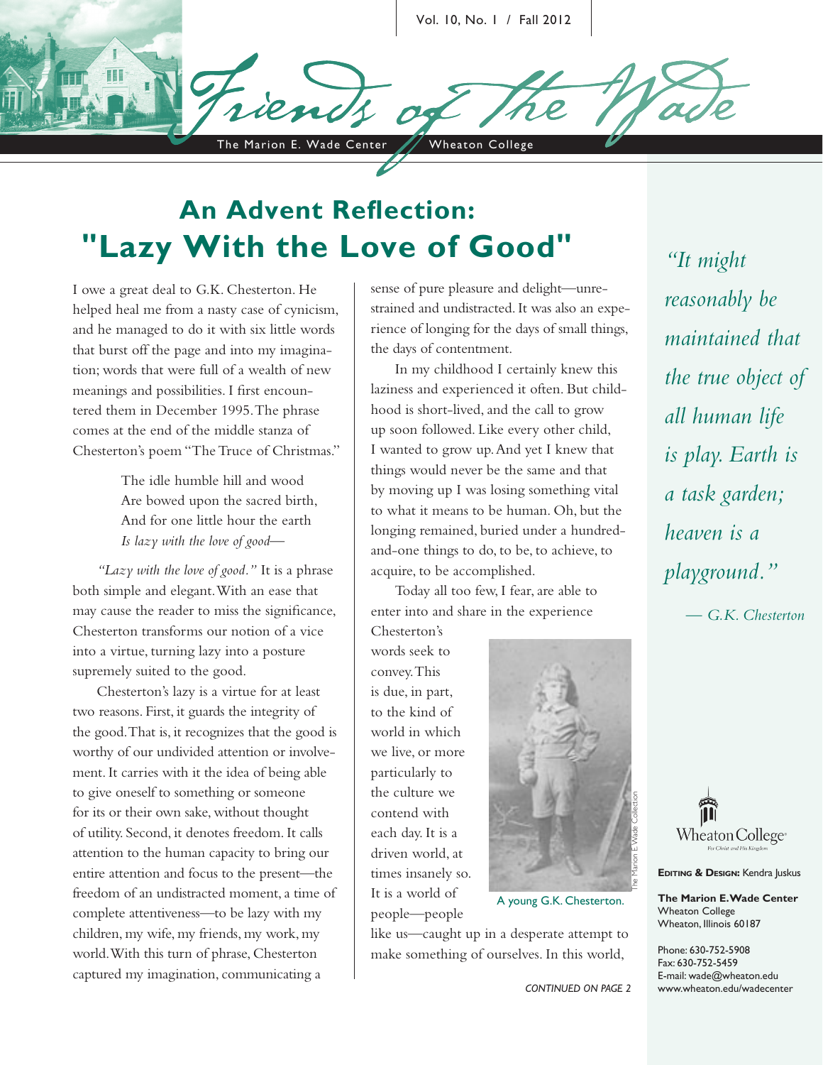# Friends of the Wade

The Marion E. Wade Center | Wheaton College

Vol. 10, No. 1 / Fall 2012

## An Advent Reflection: "Lazy With the Love of Good"

I owe a great deal to G.K. Chesterton. He helped heal me from a nasty case of cynicism, and he managed to do it with six little words that burst off the page and into my imagination; words that were full of a wealth of new meanings and possibilities. I first encountered them in December 1995. The phrase comes at the end of the middle stanza of Chesterton's poem "The Truce of Christmas."

> The idle humble hill and wood
> Are bowed upon the sacred birth,
> And for one little hour the earth
> *Is lazy with the love of good*—

*"Lazy with the love of good."* It is a phrase both simple and elegant. With an ease that may cause the reader to miss the significance, Chesterton transforms our notion of a vice into a virtue, turning lazy into a posture supremely suited to the good.

Chesterton's lazy is a virtue for at least two reasons. First, it guards the integrity of the good. That is, it recognizes that the good is worthy of our undivided attention or involvement. It carries with it the idea of being able to give oneself to something or someone for its or their own sake, without thought of utility. Second, it denotes freedom. It calls attention to the human capacity to bring our entire attention and focus to the present—the freedom of an undistracted moment, a time of complete attentiveness—to be lazy with my children, my wife, my friends, my work, my world. With this turn of phrase, Chesterton captured my imagination, communicating a sense of pure pleasure and delight—unrestrained and undistracted. It was also an experience of longing for the days of small things, the days of contentment.

In my childhood I certainly knew this laziness and experienced it often. But childhood is short-lived, and the call to grow up soon followed. Like every other child, I wanted to grow up. And yet I knew that things would never be the same and that by moving up I was losing something vital to what it means to be human. Oh, but the longing remained, buried under a hundred-and-one things to do, to be, to achieve, to acquire, to be accomplished.

Today all too few, I fear, are able to enter into and share in the experience Chesterton's words seek to convey. This is due, in part, to the kind of world in which we live, or more particularly to the culture we contend with each day. It is a driven world, at times insanely so. It is a world of people—people like us—caught up in a desperate attempt to make something of ourselves. In this world,

A young G.K. Chesterton.

The Marion E. Wade Collection

*CONTINUED ON PAGE 2*

> *"It might reasonably be maintained that the true object of all human life is play. Earth is a task garden; heaven is a playground."*
>
> *— G.K. Chesterton*

Wheaton College
For Christ and His Kingdom

**EDITING & DESIGN:** Kendra Juskus

**The Marion E. Wade Center**
Wheaton College
Wheaton, Illinois 60187

Phone: 630-752-5908
Fax: 630-752-5459
E-mail: wade@wheaton.edu
www.wheaton.edu/wadecenter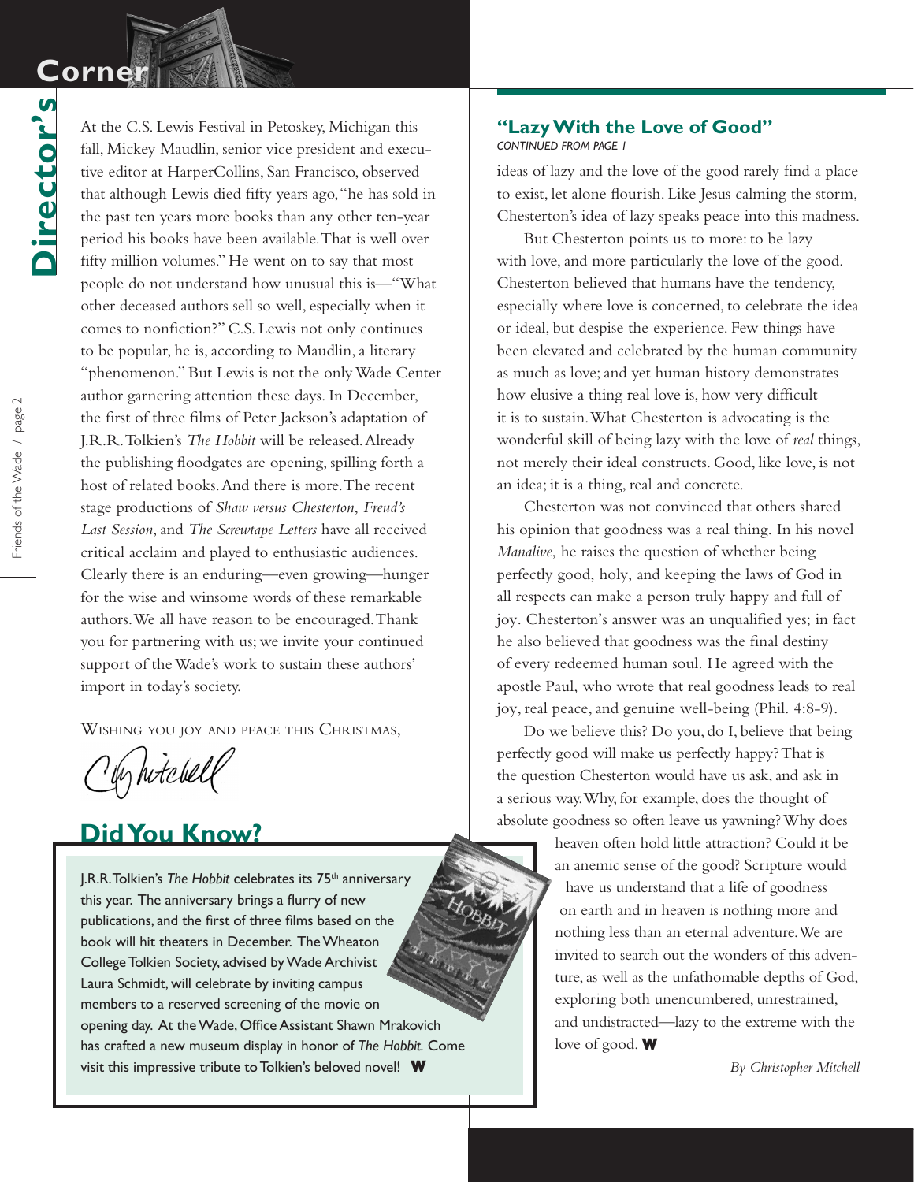# Director's Corner

At the C.S. Lewis Festival in Petoskey, Michigan this fall, Mickey Maudlin, senior vice president and executive editor at HarperCollins, San Francisco, observed that although Lewis died fifty years ago, "he has sold in the past ten years more books than any other ten-year period his books have been available. That is well over fifty million volumes." He went on to say that most people do not understand how unusual this is—"What other deceased authors sell so well, especially when it comes to nonfiction?" C.S. Lewis not only continues to be popular, he is, according to Maudlin, a literary "phenomenon." But Lewis is not the only Wade Center author garnering attention these days. In December, the first of three films of Peter Jackson's adaptation of J.R.R. Tolkien's *The Hobbit* will be released. Already the publishing floodgates are opening, spilling forth a host of related books. And there is more. The recent stage productions of *Shaw versus Chesterton*, *Freud's Last Session*, and *The Screwtape Letters* have all received critical acclaim and played to enthusiastic audiences. Clearly there is an enduring—even growing—hunger for the wise and winsome words of these remarkable authors. We all have reason to be encouraged. Thank you for partnering with us; we invite your continued support of the Wade's work to sustain these authors' import in today's society.

Wishing you joy and peace this Christmas,

Chris Mitchell

## Did You Know?

J.R.R. Tolkien's *The Hobbit* celebrates its 75th anniversary this year. The anniversary brings a flurry of new publications, and the first of three films based on the book will hit theaters in December. The Wheaton College Tolkien Society, advised by Wade Archivist Laura Schmidt, will celebrate by inviting campus members to a reserved screening of the movie on opening day. At the Wade, Office Assistant Shawn Mrakovich has crafted a new museum display in honor of *The Hobbit.* Come visit this impressive tribute to Tolkien's beloved novel! **W**

## "Lazy With the Love of Good"

*CONTINUED FROM PAGE 1*

ideas of lazy and the love of the good rarely find a place to exist, let alone flourish. Like Jesus calming the storm, Chesterton's idea of lazy speaks peace into this madness.

But Chesterton points us to more: to be lazy with love, and more particularly the love of the good. Chesterton believed that humans have the tendency, especially where love is concerned, to celebrate the idea or ideal, but despise the experience. Few things have been elevated and celebrated by the human community as much as love; and yet human history demonstrates how elusive a thing real love is, how very difficult it is to sustain. What Chesterton is advocating is the wonderful skill of being lazy with the love of *real* things, not merely their ideal constructs. Good, like love, is not an idea; it is a thing, real and concrete.

Chesterton was not convinced that others shared his opinion that goodness was a real thing. In his novel *Manalive*, he raises the question of whether being perfectly good, holy, and keeping the laws of God in all respects can make a person truly happy and full of joy. Chesterton's answer was an unqualified yes; in fact he also believed that goodness was the final destiny of every redeemed human soul. He agreed with the apostle Paul, who wrote that real goodness leads to real joy, real peace, and genuine well-being (Phil. 4:8-9).

Do we believe this? Do you, do I, believe that being perfectly good will make us perfectly happy? That is the question Chesterton would have us ask, and ask in a serious way. Why, for example, does the thought of absolute goodness so often leave us yawning? Why does heaven often hold little attraction? Could it be an anemic sense of the good? Scripture would have us understand that a life of goodness on earth and in heaven is nothing more and nothing less than an eternal adventure. We are invited to search out the wonders of this adventure, as well as the unfathomable depths of God, exploring both unencumbered, unrestrained, and undistracted—lazy to the extreme with the love of good. **W**

*By Christopher Mitchell*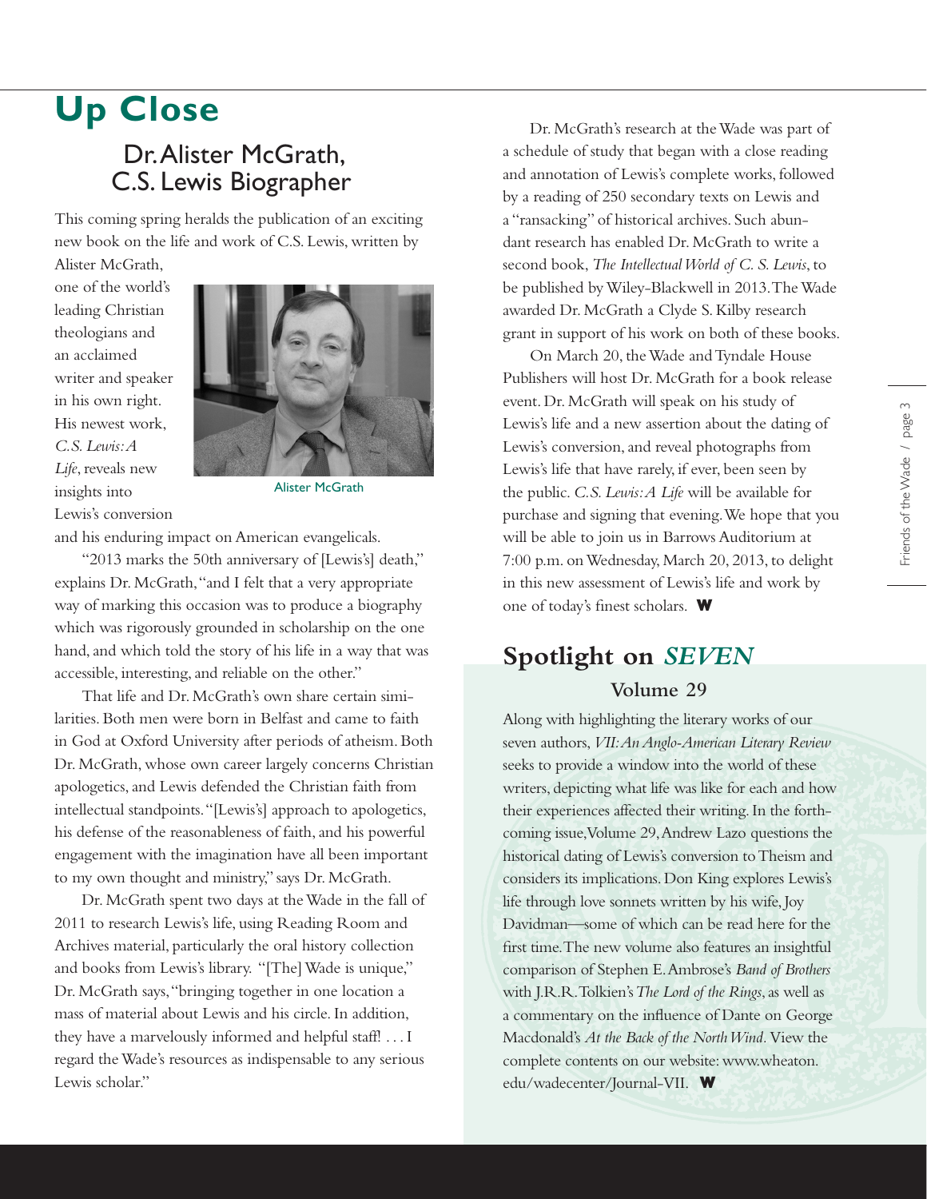# Up Close

## Dr. Alister McGrath, C.S. Lewis Biographer

This coming spring heralds the publication of an exciting new book on the life and work of C.S. Lewis, written by Alister McGrath, one of the world's leading Christian theologians and an acclaimed writer and speaker in his own right. His newest work, *C.S. Lewis: A Life*, reveals new insights into Lewis's conversion and his enduring impact on American evangelicals.

Alister McGrath

"2013 marks the 50th anniversary of [Lewis's] death," explains Dr. McGrath, "and I felt that a very appropriate way of marking this occasion was to produce a biography which was rigorously grounded in scholarship on the one hand, and which told the story of his life in a way that was accessible, interesting, and reliable on the other."

That life and Dr. McGrath's own share certain similarities. Both men were born in Belfast and came to faith in God at Oxford University after periods of atheism. Both Dr. McGrath, whose own career largely concerns Christian apologetics, and Lewis defended the Christian faith from intellectual standpoints. "[Lewis's] approach to apologetics, his defense of the reasonableness of faith, and his powerful engagement with the imagination have all been important to my own thought and ministry," says Dr. McGrath.

Dr. McGrath spent two days at the Wade in the fall of 2011 to research Lewis's life, using Reading Room and Archives material, particularly the oral history collection and books from Lewis's library. "[The] Wade is unique," Dr. McGrath says, "bringing together in one location a mass of material about Lewis and his circle. In addition, they have a marvelously informed and helpful staff! . . . I regard the Wade's resources as indispensable to any serious Lewis scholar."

Dr. McGrath's research at the Wade was part of a schedule of study that began with a close reading and annotation of Lewis's complete works, followed by a reading of 250 secondary texts on Lewis and a "ransacking" of historical archives. Such abundant research has enabled Dr. McGrath to write a second book, *The Intellectual World of C. S. Lewis*, to be published by Wiley-Blackwell in 2013. The Wade awarded Dr. McGrath a Clyde S. Kilby research grant in support of his work on both of these books.

On March 20, the Wade and Tyndale House Publishers will host Dr. McGrath for a book release event. Dr. McGrath will speak on his study of Lewis's life and a new assertion about the dating of Lewis's conversion, and reveal photographs from Lewis's life that have rarely, if ever, been seen by the public. *C.S. Lewis: A Life* will be available for purchase and signing that evening. We hope that you will be able to join us in Barrows Auditorium at 7:00 p.m. on Wednesday, March 20, 2013, to delight in this new assessment of Lewis's life and work by one of today's finest scholars. **W**

# Spotlight on *SEVEN*

### Volume 29

Along with highlighting the literary works of our seven authors, *VII: An Anglo-American Literary Review* seeks to provide a window into the world of these writers, depicting what life was like for each and how their experiences affected their writing. In the forthcoming issue, Volume 29, Andrew Lazo questions the historical dating of Lewis's conversion to Theism and considers its implications. Don King explores Lewis's life through love sonnets written by his wife, Joy Davidman—some of which can be read here for the first time. The new volume also features an insightful comparison of Stephen E. Ambrose's *Band of Brothers* with J.R.R. Tolkien's *The Lord of the Rings*, as well as a commentary on the influence of Dante on George Macdonald's *At the Back of the North Wind*. View the complete contents on our website: www.wheaton.edu/wadecenter/Journal-VII. **W**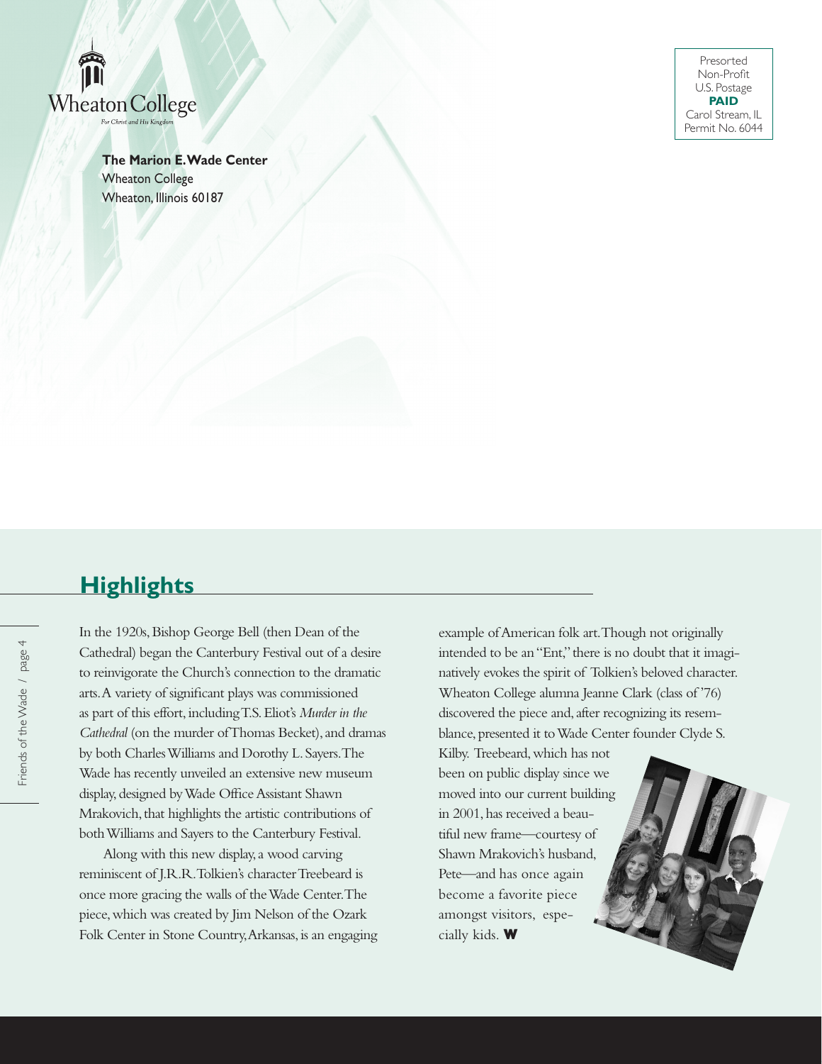Wheaton College

For Christ and His Kingdom

**The Marion E. Wade Center**
Wheaton College
Wheaton, Illinois 60187

Presorted
Non-Profit
U.S. Postage
**PAID**
Carol Stream, IL
Permit No. 6044

## Highlights

In the 1920s, Bishop George Bell (then Dean of the Cathedral) began the Canterbury Festival out of a desire to reinvigorate the Church's connection to the dramatic arts. A variety of significant plays was commissioned as part of this effort, including T.S. Eliot's *Murder in the Cathedral* (on the murder of Thomas Becket), and dramas by both Charles Williams and Dorothy L. Sayers. The Wade has recently unveiled an extensive new museum display, designed by Wade Office Assistant Shawn Mrakovich, that highlights the artistic contributions of both Williams and Sayers to the Canterbury Festival.

Along with this new display, a wood carving reminiscent of J.R.R. Tolkien's character Treebeard is once more gracing the walls of the Wade Center. The piece, which was created by Jim Nelson of the Ozark Folk Center in Stone Country, Arkansas, is an engaging example of American folk art. Though not originally intended to be an "Ent," there is no doubt that it imaginatively evokes the spirit of Tolkien's beloved character. Wheaton College alumna Jeanne Clark (class of '76) discovered the piece and, after recognizing its resemblance, presented it to Wade Center founder Clyde S. Kilby. Treebeard, which has not been on public display since we moved into our current building in 2001, has received a beautiful new frame—courtesy of Shawn Mrakovich's husband, Pete—and has once again become a favorite piece amongst visitors, especially kids. **W**